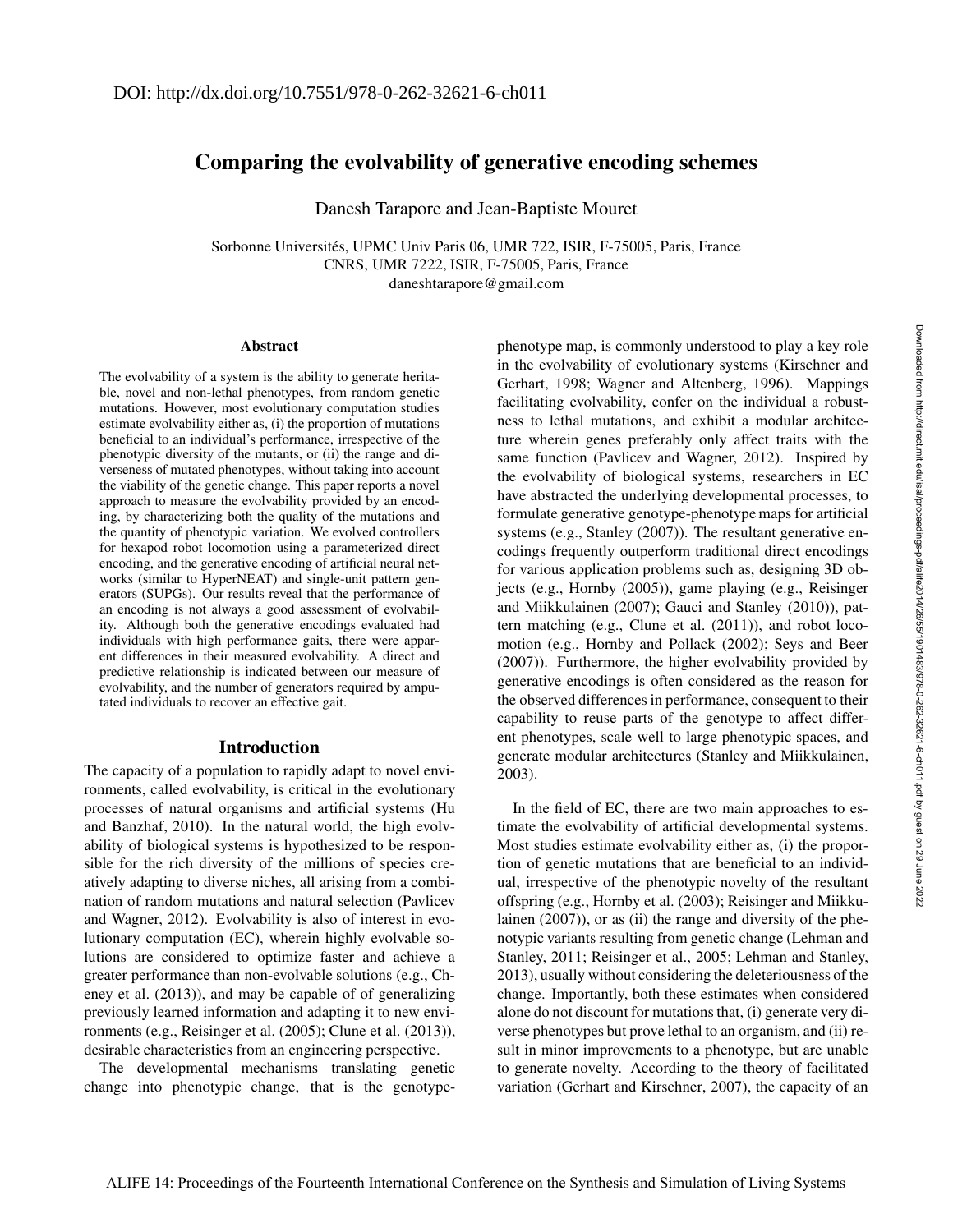DOI: http://dx.doi.org/10.7551/978-0-262-32621-6-ch011

# Comparing the evolvability of generative encoding schemes

Danesh Tarapore and Jean-Baptiste Mouret

Sorbonne Universités, UPMC Univ Paris 06, UMR 722, ISIR, F-75005, Paris, France
CNRS, UMR 7222, ISIR, F-75005, Paris, France
daneshtarapore@gmail.com

### Abstract

The evolvability of a system is the ability to generate heritable, novel and non-lethal phenotypes, from random genetic mutations. However, most evolutionary computation studies estimate evolvability either as, (i) the proportion of mutations beneficial to an individual's performance, irrespective of the phenotypic diversity of the mutants, or (ii) the range and diverseness of mutated phenotypes, without taking into account the viability of the genetic change. This paper reports a novel approach to measure the evolvability provided by an encoding, by characterizing both the quality of the mutations and the quantity of phenotypic variation. We evolved controllers for hexapod robot locomotion using a parameterized direct encoding, and the generative encoding of artificial neural networks (similar to HyperNEAT) and single-unit pattern generators (SUPGs). Our results reveal that the performance of an encoding is not always a good assessment of evolvability. Although both the generative encodings evaluated had individuals with high performance gaits, there were apparent differences in their measured evolvability. A direct and predictive relationship is indicated between our measure of evolvability, and the number of generators required by amputated individuals to recover an effective gait.

## Introduction

The capacity of a population to rapidly adapt to novel environments, called evolvability, is critical in the evolutionary processes of natural organisms and artificial systems (Hu and Banzhaf, 2010). In the natural world, the high evolvability of biological systems is hypothesized to be responsible for the rich diversity of the millions of species creatively adapting to diverse niches, all arising from a combination of random mutations and natural selection (Pavlicev and Wagner, 2012). Evolvability is also of interest in evolutionary computation (EC), wherein highly evolvable solutions are considered to optimize faster and achieve a greater performance than non-evolvable solutions (e.g., Cheney et al. (2013)), and may be capable of of generalizing previously learned information and adapting it to new environments (e.g., Reisinger et al. (2005); Clune et al. (2013)), desirable characteristics from an engineering perspective.

The developmental mechanisms translating genetic change into phenotypic change, that is the genotype-phenotype map, is commonly understood to play a key role in the evolvability of evolutionary systems (Kirschner and Gerhart, 1998; Wagner and Altenberg, 1996). Mappings facilitating evolvability, confer on the individual a robustness to lethal mutations, and exhibit a modular architecture wherein genes preferably only affect traits with the same function (Pavlicev and Wagner, 2012). Inspired by the evolvability of biological systems, researchers in EC have abstracted the underlying developmental processes, to formulate generative genotype-phenotype maps for artificial systems (e.g., Stanley (2007)). The resultant generative encodings frequently outperform traditional direct encodings for various application problems such as, designing 3D objects (e.g., Hornby (2005)), game playing (e.g., Reisinger and Miikkulainen (2007); Gauci and Stanley (2010)), pattern matching (e.g., Clune et al. (2011)), and robot locomotion (e.g., Hornby and Pollack (2002); Seys and Beer (2007)). Furthermore, the higher evolvability provided by generative encodings is often considered as the reason for the observed differences in performance, consequent to their capability to reuse parts of the genotype to affect different phenotypes, scale well to large phenotypic spaces, and generate modular architectures (Stanley and Miikkulainen, 2003).

In the field of EC, there are two main approaches to estimate the evolvability of artificial developmental systems. Most studies estimate evolvability either as, (i) the proportion of genetic mutations that are beneficial to an individual, irrespective of the phenotypic novelty of the resultant offspring (e.g., Hornby et al. (2003); Reisinger and Miikkulainen (2007)), or as (ii) the range and diversity of the phenotypic variants resulting from genetic change (Lehman and Stanley, 2011; Reisinger et al., 2005; Lehman and Stanley, 2013), usually without considering the deleteriousness of the change. Importantly, both these estimates when considered alone do not discount for mutations that, (i) generate very diverse phenotypes but prove lethal to an organism, and (ii) result in minor improvements to a phenotype, but are unable to generate novelty. According to the theory of facilitated variation (Gerhart and Kirschner, 2007), the capacity of an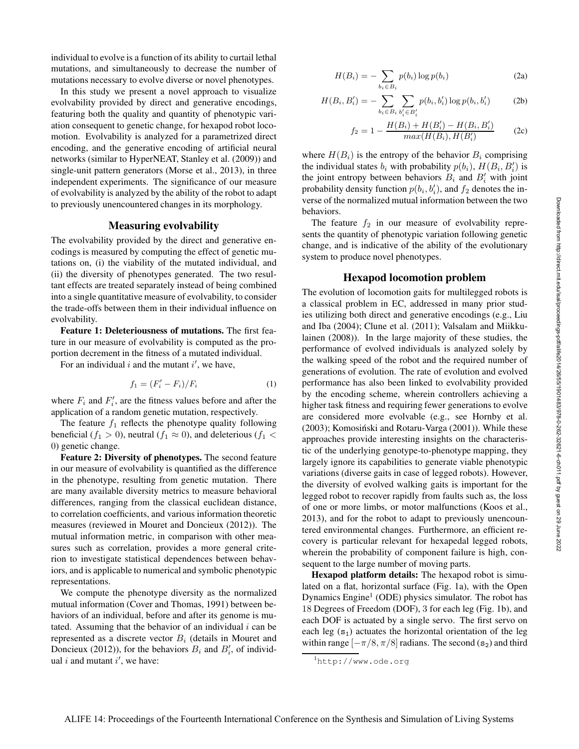individual to evolve is a function of its ability to curtail lethal mutations, and simultaneously to decrease the number of mutations necessary to evolve diverse or novel phenotypes.

In this study we present a novel approach to visualize evolvability provided by direct and generative encodings, featuring both the quality and quantity of phenotypic variation consequent to genetic change, for hexapod robot locomotion. Evolvability is analyzed for a parametrized direct encoding, and the generative encoding of artificial neural networks (similar to HyperNEAT, Stanley et al. (2009)) and single-unit pattern generators (Morse et al., 2013), in three independent experiments. The significance of our measure of evolvability is analyzed by the ability of the robot to adapt to previously unencountered changes in its morphology.

## Measuring evolvability

The evolvability provided by the direct and generative encodings is measured by computing the effect of genetic mutations on, (i) the viability of the mutated individual, and (ii) the diversity of phenotypes generated. The two resultant effects are treated separately instead of being combined into a single quantitative measure of evolvability, to consider the trade-offs between them in their individual influence on evolvability.

**Feature 1: Deleteriousness of mutations.** The first feature in our measure of evolvability is computed as the proportion decrement in the fitness of a mutated individual.

For an individual $i$ and the mutant $i'$, we have,

$$f_1 = (F_i' - F_i)/F_i \tag{1}$$

where $F_i$ and $F_i'$, are the fitness values before and after the application of a random genetic mutation, respectively.

The feature $f_1$ reflects the phenotype quality following beneficial ($f_1 > 0$), neutral ($f_1 \approx 0$), and deleterious ($f_1 < 0$) genetic change.

**Feature 2: Diversity of phenotypes.** The second feature in our measure of evolvability is quantified as the difference in the phenotype, resulting from genetic mutation. There are many available diversity metrics to measure behavioral differences, ranging from the classical euclidean distance, to correlation coefficients, and various information theoretic measures (reviewed in Mouret and Doncieux (2012)). The mutual information metric, in comparison with other measures such as correlation, provides a more general criterion to investigate statistical dependences between behaviors, and is applicable to numerical and symbolic phenotypic representations.

We compute the phenotype diversity as the normalized mutual information (Cover and Thomas, 1991) between behaviors of an individual, before and after its genome is mutated. Assuming that the behavior of an individual $i$ can be represented as a discrete vector $B_i$ (details in Mouret and Doncieux (2012)), for the behaviors $B_i$ and $B_i'$, of individual $i$ and mutant $i'$, we have:

$$H(B_i) = -\sum_{b_i \in B_i} p(b_i) \log p(b_i) \tag{2a}$$

$$H(B_i, B_i') = -\sum_{b_i \in B_i} \sum_{b_i' \in B_i'} p(b_i, b_i') \log p(b_i, b_i') \tag{2b}$$

$$f_2 = 1 - \frac{H(B_i) + H(B_i') - H(B_i, B_i')}{max(H(B_i), H(B_i'))} \tag{2c}$$

where $H(B_i)$ is the entropy of the behavior $B_i$ comprising the individual states $b_i$ with probability $p(b_i)$, $H(B_i, B_i')$ is the joint entropy between behaviors $B_i$ and $B_i'$ with joint probability density function $p(b_i, b_i')$, and $f_2$ denotes the inverse of the normalized mutual information between the two behaviors.

The feature $f_2$ in our measure of evolvability represents the quantity of phenotypic variation following genetic change, and is indicative of the ability of the evolutionary system to produce novel phenotypes.

## Hexapod locomotion problem

The evolution of locomotion gaits for multilegged robots is a classical problem in EC, addressed in many prior studies utilizing both direct and generative encodings (e.g., Liu and Iba (2004); Clune et al. (2011); Valsalam and Miikkulainen (2008)). In the large majority of these studies, the performance of evolved individuals is analyzed solely by the walking speed of the robot and the required number of generations of evolution. The rate of evolution and evolved performance has also been linked to evolvability provided by the encoding scheme, wherein controllers achieving a higher task fitness and requiring fewer generations to evolve are considered more evolvable (e.g., see Hornby et al. (2003); Komosiński and Rotaru-Varga (2001)). While these approaches provide interesting insights on the characteristic of the underlying genotype-to-phenotype mapping, they largely ignore its capabilities to generate viable phenotypic variations (diverse gaits in case of legged robots). However, the diversity of evolved walking gaits is important for the legged robot to recover rapidly from faults such as, the loss of one or more limbs, or motor malfunctions (Koos et al., 2013), and for the robot to adapt to previously unencountered environmental changes. Furthermore, an efficient recovery is particular relevant for hexapedal legged robots, wherein the probability of component failure is high, consequent to the large number of moving parts.

**Hexapod platform details:** The hexapod robot is simulated on a flat, horizontal surface (Fig. 1a), with the Open Dynamics Engine[1] (ODE) physics simulator. The robot has 18 Degrees of Freedom (DOF), 3 for each leg (Fig. 1b), and each DOF is actuated by a single servo. The first servo on each leg ($s_1$) actuates the horizontal orientation of the leg within range $[-\pi/8, \pi/8]$ radians. The second ($s_2$) and third

[1] http://www.ode.org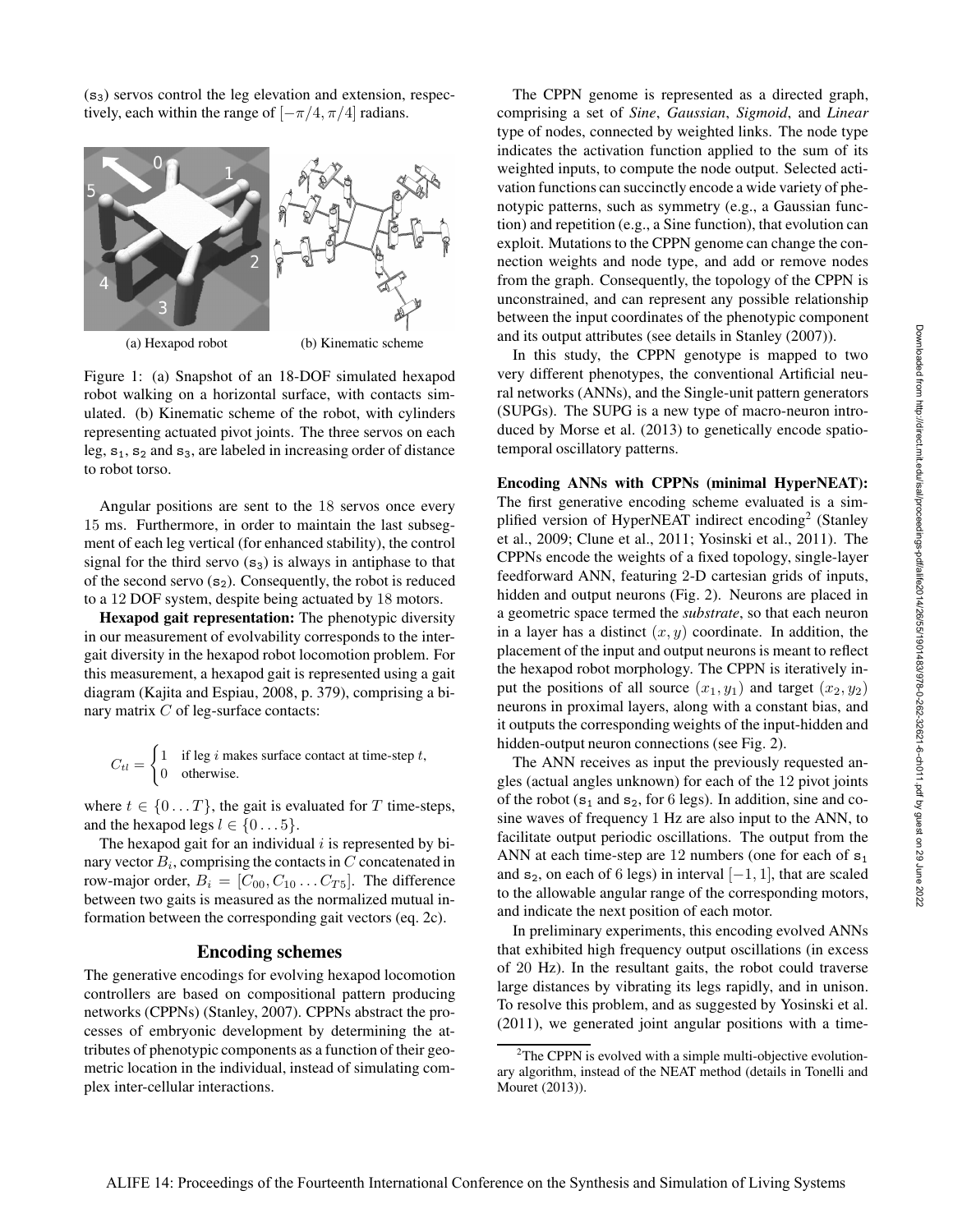($s_3$) servos control the leg elevation and extension, respectively, each within the range of $[-\pi/4, \pi/4]$ radians.

(a) Hexapod robot (b) Kinematic scheme

Figure 1: (a) Snapshot of an 18-DOF simulated hexapod robot walking on a horizontal surface, with contacts simulated. (b) Kinematic scheme of the robot, with cylinders representing actuated pivot joints. The three servos on each leg, $s_1$, $s_2$ and $s_3$, are labeled in increasing order of distance to robot torso.

Angular positions are sent to the 18 servos once every 15 ms. Furthermore, in order to maintain the last subsegment of each leg vertical (for enhanced stability), the control signal for the third servo ($s_3$) is always in antiphase to that of the second servo ($s_2$). Consequently, the robot is reduced to a 12 DOF system, despite being actuated by 18 motors.

**Hexapod gait representation:** The phenotypic diversity in our measurement of evolvability corresponds to the inter-gait diversity in the hexapod robot locomotion problem. For this measurement, a hexapod gait is represented using a gait diagram (Kajita and Espiau, 2008, p. 379), comprising a binary matrix $C$ of leg-surface contacts:

$$C_{tl} = \begin{cases} 1 & \text{if leg } i \text{ makes surface contact at time-step } t, \\ 0 & \text{otherwise.} \end{cases}$$

where $t \in \{0 \dots T\}$, the gait is evaluated for $T$ time-steps, and the hexapod legs $l \in \{0 \dots 5\}$.

The hexapod gait for an individual $i$ is represented by binary vector $B_i$, comprising the contacts in $C$ concatenated in row-major order, $B_i = [C_{00}, C_{10} \dots C_{T5}]$. The difference between two gaits is measured as the normalized mutual information between the corresponding gait vectors (eq. 2c).

## Encoding schemes

The generative encodings for evolving hexapod locomotion controllers are based on compositional pattern producing networks (CPPNs) (Stanley, 2007). CPPNs abstract the processes of embryonic development by determining the attributes of phenotypic components as a function of their geometric location in the individual, instead of simulating complex inter-cellular interactions.

The CPPN genome is represented as a directed graph, comprising a set of *Sine*, *Gaussian*, *Sigmoid*, and *Linear* type of nodes, connected by weighted links. The node type indicates the activation function applied to the sum of its weighted inputs, to compute the node output. Selected activation functions can succinctly encode a wide variety of phenotypic patterns, such as symmetry (e.g., a Gaussian function) and repetition (e.g., a Sine function), that evolution can exploit. Mutations to the CPPN genome can change the connection weights and node type, and add or remove nodes from the graph. Consequently, the topology of the CPPN is unconstrained, and can represent any possible relationship between the input coordinates of the phenotypic component and its output attributes (see details in Stanley (2007)).

In this study, the CPPN genotype is mapped to two very different phenotypes, the conventional Artificial neural networks (ANNs), and the Single-unit pattern generators (SUPGs). The SUPG is a new type of macro-neuron introduced by Morse et al. (2013) to genetically encode spatio-temporal oscillatory patterns.

**Encoding ANNs with CPPNs (minimal HyperNEAT):** The first generative encoding scheme evaluated is a simplified version of HyperNEAT indirect encoding[2] (Stanley et al., 2009; Clune et al., 2011; Yosinski et al., 2011). The CPPNs encode the weights of a fixed topology, single-layer feedforward ANN, featuring 2-D cartesian grids of inputs, hidden and output neurons (Fig. 2). Neurons are placed in a geometric space termed the *substrate*, so that each neuron in a layer has a distinct $(x, y)$ coordinate. In addition, the placement of the input and output neurons is meant to reflect the hexapod robot morphology. The CPPN is iteratively input the positions of all source $(x_1, y_1)$ and target $(x_2, y_2)$ neurons in proximal layers, along with a constant bias, and it outputs the corresponding weights of the input-hidden and hidden-output neuron connections (see Fig. 2).

The ANN receives as input the previously requested angles (actual angles unknown) for each of the 12 pivot joints of the robot ($s_1$ and $s_2$, for 6 legs). In addition, sine and cosine waves of frequency 1 Hz are also input to the ANN, to facilitate output periodic oscillations. The output from the ANN at each time-step are 12 numbers (one for each of $s_1$ and $s_2$, on each of 6 legs) in interval $[-1, 1]$, that are scaled to the allowable angular range of the corresponding motors, and indicate the next position of each motor.

In preliminary experiments, this encoding evolved ANNs that exhibited high frequency output oscillations (in excess of 20 Hz). In the resultant gaits, the robot could traverse large distances by vibrating its legs rapidly, and in unison. To resolve this problem, and as suggested by Yosinski et al. (2011), we generated joint angular positions with a time-

[2] The CPPN is evolved with a simple multi-objective evolutionary algorithm, instead of the NEAT method (details in Tonelli and Mouret (2013)).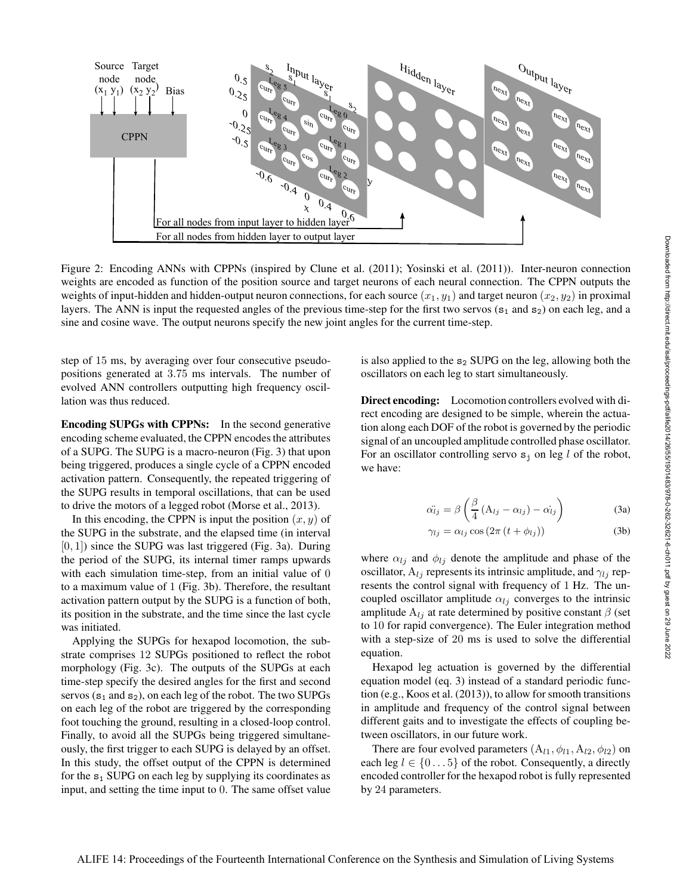Figure 2: Encoding ANNs with CPPNs (inspired by Clune et al. (2011); Yosinski et al. (2011)). Inter-neuron connection weights are encoded as function of the position source and target neurons of each neural connection. The CPPN outputs the weights of input-hidden and hidden-output neuron connections, for each source $(x_1, y_1)$ and target neuron $(x_2, y_2)$ in proximal layers. The ANN is input the requested angles of the previous time-step for the first two servos ($s_1$ and $s_2$) on each leg, and a sine and cosine wave. The output neurons specify the new joint angles for the current time-step.

step of 15 ms, by averaging over four consecutive pseudo-positions generated at 3.75 ms intervals. The number of evolved ANN controllers outputting high frequency oscillation was thus reduced.

**Encoding SUPGs with CPPNs:** In the second generative encoding scheme evaluated, the CPPN encodes the attributes of a SUPG. The SUPG is a macro-neuron (Fig. 3) that upon being triggered, produces a single cycle of a CPPN encoded activation pattern. Consequently, the repeated triggering of the SUPG results in temporal oscillations, that can be used to drive the motors of a legged robot (Morse et al., 2013).

In this encoding, the CPPN is input the position $(x, y)$ of the SUPG in the substrate, and the elapsed time (in interval $[0, 1]$) since the SUPG was last triggered (Fig. 3a). During the period of the SUPG, its internal timer ramps upwards with each simulation time-step, from an initial value of 0 to a maximum value of 1 (Fig. 3b). Therefore, the resultant activation pattern output by the SUPG is a function of both, its position in the substrate, and the time since the last cycle was initiated.

Applying the SUPGs for hexapod locomotion, the substrate comprises 12 SUPGs positioned to reflect the robot morphology (Fig. 3c). The outputs of the SUPGs at each time-step specify the desired angles for the first and second servos ($s_1$ and $s_2$), on each leg of the robot. The two SUPGs on each leg of the robot are triggered by the corresponding foot touching the ground, resulting in a closed-loop control. Finally, to avoid all the SUPGs being triggered simultaneously, the first trigger to each SUPG is delayed by an offset. In this study, the offset output of the CPPN is determined for the $s_1$ SUPG on each leg by supplying its coordinates as input, and setting the time input to 0. The same offset value is also applied to the $s_2$ SUPG on the leg, allowing both the oscillators on each leg to start simultaneously.

**Direct encoding:** Locomotion controllers evolved with direct encoding are designed to be simple, wherein the actuation along each DOF of the robot is governed by the periodic signal of an uncoupled amplitude controlled phase oscillator. For an oscillator controlling servo $s_j$ on leg $l$ of the robot, we have:

$$\ddot{\alpha_{lj}} = \beta \left( \frac{\beta}{4} \left( \mathrm{A}_{lj} - \alpha_{lj} \right) - \dot{\alpha_{lj}} \right) \tag{3a}$$

$$\gamma_{lj} = \alpha_{lj} \cos \left( 2\pi \left( t + \phi_{lj} \right) \right) \tag{3b}$$

where $\alpha_{lj}$ and $\phi_{lj}$ denote the amplitude and phase of the oscillator, $\mathrm{A}_{lj}$ represents its intrinsic amplitude, and $\gamma_{lj}$ represents the control signal with frequency of 1 Hz. The uncoupled oscillator amplitude $\alpha_{lj}$ converges to the intrinsic amplitude $\mathrm{A}_{lj}$ at rate determined by positive constant $\beta$ (set to 10 for rapid convergence). The Euler integration method with a step-size of 20 ms is used to solve the differential equation.

Hexapod leg actuation is governed by the differential equation model (eq. 3) instead of a standard periodic function (e.g., Koos et al. (2013)), to allow for smooth transitions in amplitude and frequency of the control signal between different gaits and to investigate the effects of coupling between oscillators, in our future work.

There are four evolved parameters $(\mathrm{A}_{l1}, \phi_{l1}, \mathrm{A}_{l2}, \phi_{l2})$ on each leg $l \in \{0 \dots 5\}$ of the robot. Consequently, a directly encoded controller for the hexapod robot is fully represented by 24 parameters.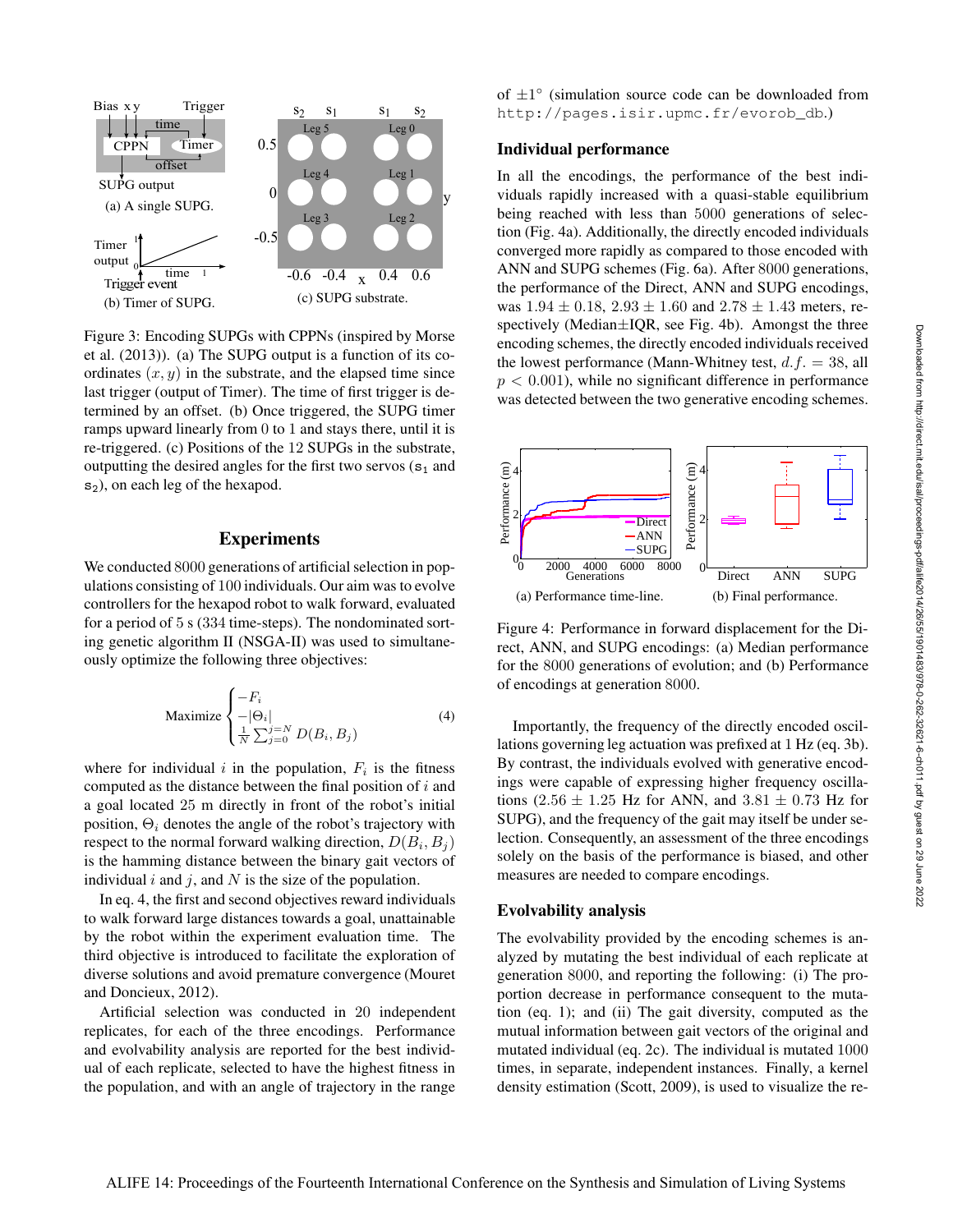Figure 3: Encoding SUPGs with CPPNs (inspired by Morse et al. (2013)). (a) The SUPG output is a function of its coordinates $(x, y)$ in the substrate, and the elapsed time since last trigger (output of Timer). The time of first trigger is determined by an offset. (b) Once triggered, the SUPG timer ramps upward linearly from 0 to 1 and stays there, until it is re-triggered. (c) Positions of the 12 SUPGs in the substrate, outputting the desired angles for the first two servos ($s_1$ and $s_2$), on each leg of the hexapod.

## Experiments

We conducted 8000 generations of artificial selection in populations consisting of 100 individuals. Our aim was to evolve controllers for the hexapod robot to walk forward, evaluated for a period of 5 s (334 time-steps). The nondominated sorting genetic algorithm II (NSGA-II) was used to simultaneously optimize the following three objectives:

$$\text{Maximize} \begin{cases} -F_i \\ -|\Theta_i| \\ \frac{1}{N}\sum_{j=0}^{j=N} D(B_i, B_j) \end{cases} \tag{4}$$

where for individual $i$ in the population, $F_i$ is the fitness computed as the distance between the final position of $i$ and a goal located 25 m directly in front of the robot's initial position, $\Theta_i$ denotes the angle of the robot's trajectory with respect to the normal forward walking direction, $D(B_i, B_j)$ is the hamming distance between the binary gait vectors of individual $i$ and $j$, and $N$ is the size of the population.

In eq. 4, the first and second objectives reward individuals to walk forward large distances towards a goal, unattainable by the robot within the experiment evaluation time. The third objective is introduced to facilitate the exploration of diverse solutions and avoid premature convergence (Mouret and Doncieux, 2012).

Artificial selection was conducted in 20 independent replicates, for each of the three encodings. Performance and evolvability analysis are reported for the best individual of each replicate, selected to have the highest fitness in the population, and with an angle of trajectory in the range of $\pm 1°$ (simulation source code can be downloaded from http://pages.isir.upmc.fr/evorob_db.)

### Individual performance

In all the encodings, the performance of the best individuals rapidly increased with a quasi-stable equilibrium being reached with less than 5000 generations of selection (Fig. 4a). Additionally, the directly encoded individuals converged more rapidly as compared to those encoded with ANN and SUPG schemes (Fig. 6a). After 8000 generations, the performance of the Direct, ANN and SUPG encodings, was $1.94 \pm 0.18$, $2.93 \pm 1.60$ and $2.78 \pm 1.43$ meters, respectively (Median$\pm$IQR, see Fig. 4b). Amongst the three encoding schemes, the directly encoded individuals received the lowest performance (Mann-Whitney test, $d.f. = 38$, all $p < 0.001$), while no significant difference in performance was detected between the two generative encoding schemes.

Figure 4: Performance in forward displacement for the Direct, ANN, and SUPG encodings: (a) Median performance for the 8000 generations of evolution; and (b) Performance of encodings at generation 8000.

Importantly, the frequency of the directly encoded oscillations governing leg actuation was prefixed at 1 Hz (eq. 3b). By contrast, the individuals evolved with generative encodings were capable of expressing higher frequency oscillations ($2.56 \pm 1.25$ Hz for ANN, and $3.81 \pm 0.73$ Hz for SUPG), and the frequency of the gait may itself be under selection. Consequently, an assessment of the three encodings solely on the basis of the performance is biased, and other measures are needed to compare encodings.

### Evolvability analysis

The evolvability provided by the encoding schemes is analyzed by mutating the best individual of each replicate at generation 8000, and reporting the following: (i) The proportion decrease in performance consequent to the mutation (eq. 1); and (ii) The gait diversity, computed as the mutual information between gait vectors of the original and mutated individual (eq. 2c). The individual is mutated 1000 times, in separate, independent instances. Finally, a kernel density estimation (Scott, 2009), is used to visualize the re-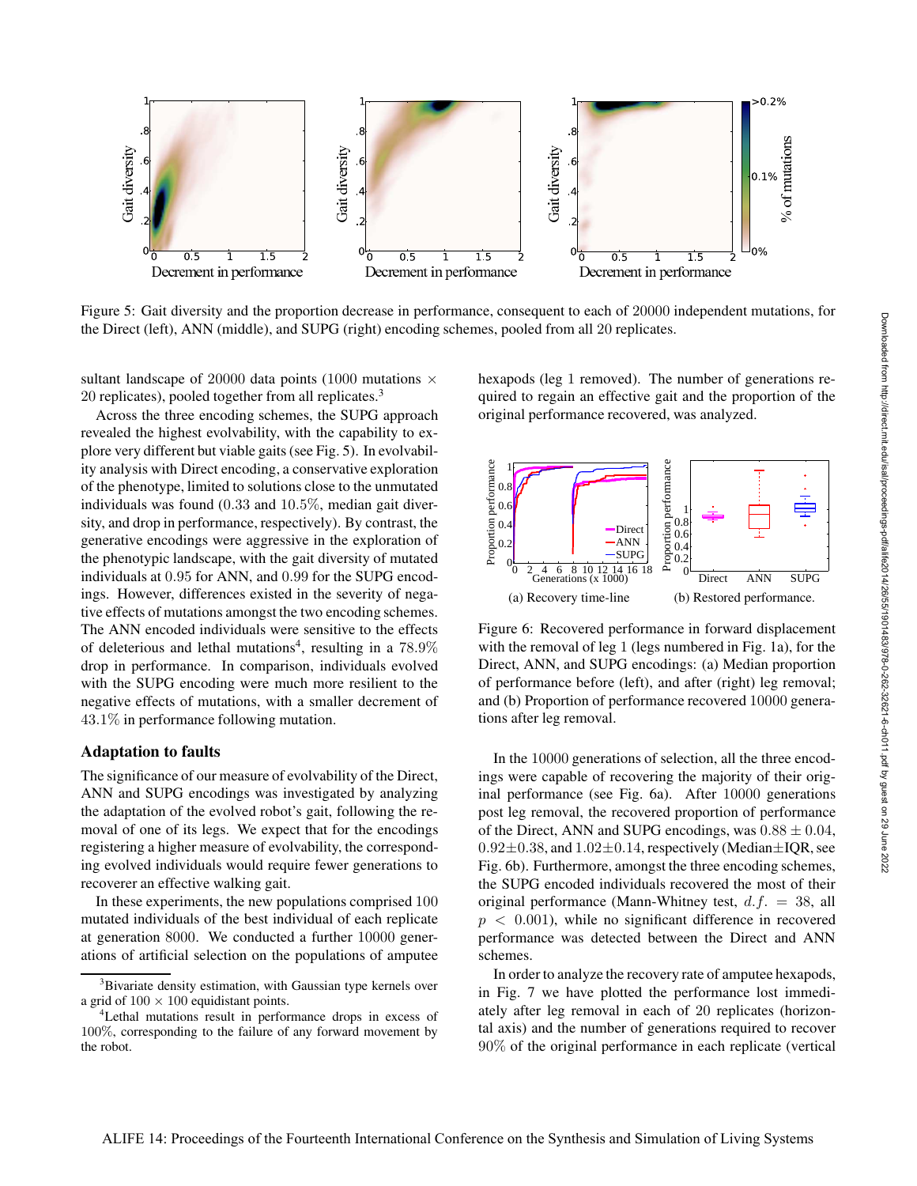Figure 5: Gait diversity and the proportion decrease in performance, consequent to each of 20000 independent mutations, for the Direct (left), ANN (middle), and SUPG (right) encoding schemes, pooled from all 20 replicates.

sultant landscape of 20000 data points (1000 mutations × 20 replicates), pooled together from all replicates.[3]

Across the three encoding schemes, the SUPG approach revealed the highest evolvability, with the capability to explore very different but viable gaits (see Fig. 5). In evolvability analysis with Direct encoding, a conservative exploration of the phenotype, limited to solutions close to the unmutated individuals was found (0.33 and 10.5%, median gait diversity, and drop in performance, respectively). By contrast, the generative encodings were aggressive in the exploration of the phenotypic landscape, with the gait diversity of mutated individuals at 0.95 for ANN, and 0.99 for the SUPG encodings. However, differences existed in the severity of negative effects of mutations amongst the two encoding schemes. The ANN encoded individuals were sensitive to the effects of deleterious and lethal mutations[4], resulting in a 78.9% drop in performance. In comparison, individuals evolved with the SUPG encoding were much more resilient to the negative effects of mutations, with a smaller decrement of 43.1% in performance following mutation.

### Adaptation to faults

The significance of our measure of evolvability of the Direct, ANN and SUPG encodings was investigated by analyzing the adaptation of the evolved robot's gait, following the removal of one of its legs. We expect that for the encodings registering a higher measure of evolvability, the corresponding evolved individuals would require fewer generations to recoverer an effective walking gait.

In these experiments, the new populations comprised 100 mutated individuals of the best individual of each replicate at generation 8000. We conducted a further 10000 generations of artificial selection on the populations of amputee hexapods (leg 1 removed). The number of generations required to regain an effective gait and the proportion of the original performance recovered, was analyzed.

(a) Recovery time-line

(b) Restored performance.

Figure 6: Recovered performance in forward displacement with the removal of leg 1 (legs numbered in Fig. 1a), for the Direct, ANN, and SUPG encodings: (a) Median proportion of performance before (left), and after (right) leg removal; and (b) Proportion of performance recovered 10000 generations after leg removal.

In the 10000 generations of selection, all the three encodings were capable of recovering the majority of their original performance (see Fig. 6a). After 10000 generations post leg removal, the recovered proportion of performance of the Direct, ANN and SUPG encodings, was $0.88 \pm 0.04$, $0.92 \pm 0.38$, and $1.02 \pm 0.14$, respectively (Median±IQR, see Fig. 6b). Furthermore, amongst the three encoding schemes, the SUPG encoded individuals recovered the most of their original performance (Mann-Whitney test, $d.f. = 38$, all $p < 0.001$), while no significant difference in recovered performance was detected between the Direct and ANN schemes.

In order to analyze the recovery rate of amputee hexapods, in Fig. 7 we have plotted the performance lost immediately after leg removal in each of 20 replicates (horizontal axis) and the number of generations required to recover 90% of the original performance in each replicate (vertical

[3] Bivariate density estimation, with Gaussian type kernels over a grid of 100 × 100 equidistant points.

[4] Lethal mutations result in performance drops in excess of 100%, corresponding to the failure of any forward movement by the robot.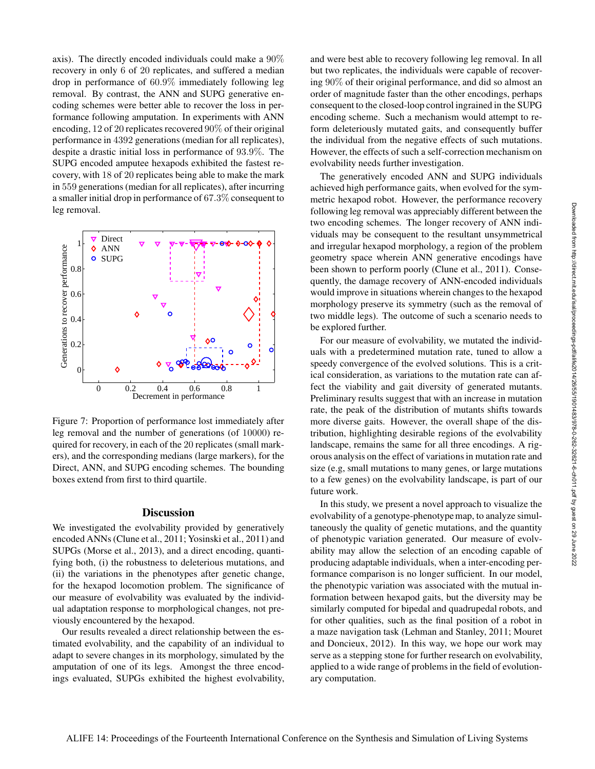axis). The directly encoded individuals could make a 90% recovery in only 6 of 20 replicates, and suffered a median drop in performance of 60.9% immediately following leg removal. By contrast, the ANN and SUPG generative encoding schemes were better able to recover the loss in performance following amputation. In experiments with ANN encoding, 12 of 20 replicates recovered 90% of their original performance in 4392 generations (median for all replicates), despite a drastic initial loss in performance of 93.9%. The SUPG encoded amputee hexapods exhibited the fastest recovery, with 18 of 20 replicates being able to make the mark in 559 generations (median for all replicates), after incurring a smaller initial drop in performance of 67.3% consequent to leg removal.

Figure 7: Proportion of performance lost immediately after leg removal and the number of generations (of 10000) required for recovery, in each of the 20 replicates (small markers), and the corresponding medians (large markers), for the Direct, ANN, and SUPG encoding schemes. The bounding boxes extend from first to third quartile.

## Discussion

We investigated the evolvability provided by generatively encoded ANNs (Clune et al., 2011; Yosinski et al., 2011) and SUPGs (Morse et al., 2013), and a direct encoding, quantifying both, (i) the robustness to deleterious mutations, and (ii) the variations in the phenotypes after genetic change, for the hexapod locomotion problem. The significance of our measure of evolvability was evaluated by the individual adaptation response to morphological changes, not previously encountered by the hexapod.

Our results revealed a direct relationship between the estimated evolvability, and the capability of an individual to adapt to severe changes in its morphology, simulated by the amputation of one of its legs. Amongst the three encodings evaluated, SUPGs exhibited the highest evolvability, and were best able to recovery following leg removal. In all but two replicates, the individuals were capable of recovering 90% of their original performance, and did so almost an order of magnitude faster than the other encodings, perhaps consequent to the closed-loop control ingrained in the SUPG encoding scheme. Such a mechanism would attempt to reform deleteriously mutated gaits, and consequently buffer the individual from the negative effects of such mutations. However, the effects of such a self-correction mechanism on evolvability needs further investigation.

The generatively encoded ANN and SUPG individuals achieved high performance gaits, when evolved for the symmetric hexapod robot. However, the performance recovery following leg removal was appreciably different between the two encoding schemes. The longer recovery of ANN individuals may be consequent to the resultant unsymmetrical and irregular hexapod morphology, a region of the problem geometry space wherein ANN generative encodings have been shown to perform poorly (Clune et al., 2011). Consequently, the damage recovery of ANN-encoded individuals would improve in situations wherein changes to the hexapod morphology preserve its symmetry (such as the removal of two middle legs). The outcome of such a scenario needs to be explored further.

For our measure of evolvability, we mutated the individuals with a predetermined mutation rate, tuned to allow a speedy convergence of the evolved solutions. This is a critical consideration, as variations to the mutation rate can affect the viability and gait diversity of generated mutants. Preliminary results suggest that with an increase in mutation rate, the peak of the distribution of mutants shifts towards more diverse gaits. However, the overall shape of the distribution, highlighting desirable regions of the evolvability landscape, remains the same for all three encodings. A rigorous analysis on the effect of variations in mutation rate and size (e.g, small mutations to many genes, or large mutations to a few genes) on the evolvability landscape, is part of our future work.

In this study, we present a novel approach to visualize the evolvability of a genotype-phenotype map, to analyze simultaneously the quality of genetic mutations, and the quantity of phenotypic variation generated. Our measure of evolvability may allow the selection of an encoding capable of producing adaptable individuals, when a inter-encoding performance comparison is no longer sufficient. In our model, the phenotypic variation was associated with the mutual information between hexapod gaits, but the diversity may be similarly computed for bipedal and quadrupedal robots, and for other qualities, such as the final position of a robot in a maze navigation task (Lehman and Stanley, 2011; Mouret and Doncieux, 2012). In this way, we hope our work may serve as a stepping stone for further research on evolvability, applied to a wide range of problems in the field of evolutionary computation.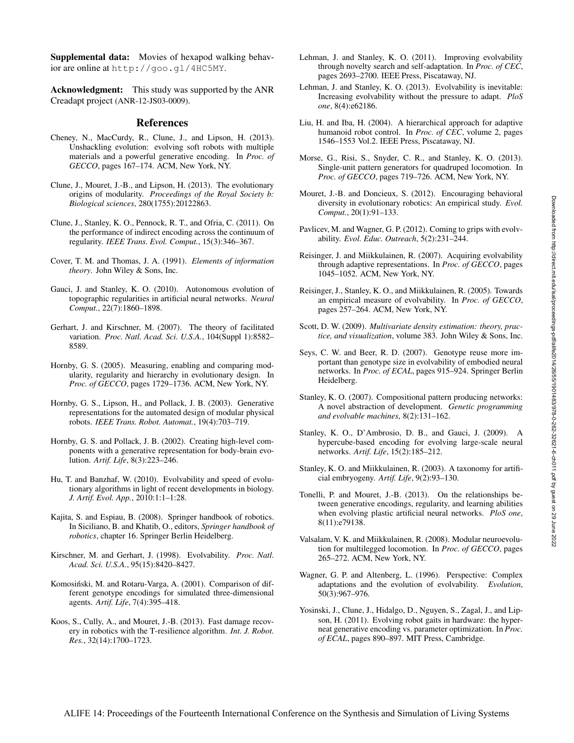**Supplemental data:** Movies of hexapod walking behavior are online at http://goo.gl/4HC5MY.

**Acknowledgment:** This study was supported by the ANR Creadapt project (ANR-12-JS03-0009).

## References

Cheney, N., MacCurdy, R., Clune, J., and Lipson, H. (2013). Unshackling evolution: evolving soft robots with multiple materials and a powerful generative encoding. In *Proc. of GECCO*, pages 167–174. ACM, New York, NY.

Clune, J., Mouret, J.-B., and Lipson, H. (2013). The evolutionary origins of modularity. *Proceedings of the Royal Society b: Biological sciences*, 280(1755):20122863.

Clune, J., Stanley, K. O., Pennock, R. T., and Ofria, C. (2011). On the performance of indirect encoding across the continuum of regularity. *IEEE Trans. Evol. Comput.*, 15(3):346–367.

Cover, T. M. and Thomas, J. A. (1991). *Elements of information theory*. John Wiley & Sons, Inc.

Gauci, J. and Stanley, K. O. (2010). Autonomous evolution of topographic regularities in artificial neural networks. *Neural Comput.*, 22(7):1860–1898.

Gerhart, J. and Kirschner, M. (2007). The theory of facilitated variation. *Proc. Natl. Acad. Sci. U.S.A.*, 104(Suppl 1):8582–8589.

Hornby, G. S. (2005). Measuring, enabling and comparing modularity, regularity and hierarchy in evolutionary design. In *Proc. of GECCO*, pages 1729–1736. ACM, New York, NY.

Hornby, G. S., Lipson, H., and Pollack, J. B. (2003). Generative representations for the automated design of modular physical robots. *IEEE Trans. Robot. Automat.*, 19(4):703–719.

Hornby, G. S. and Pollack, J. B. (2002). Creating high-level components with a generative representation for body-brain evolution. *Artif. Life*, 8(3):223–246.

Hu, T. and Banzhaf, W. (2010). Evolvability and speed of evolutionary algorithms in light of recent developments in biology. *J. Artif. Evol. App.*, 2010:1:1–1:28.

Kajita, S. and Espiau, B. (2008). Springer handbook of robotics. In Siciliano, B. and Khatib, O., editors, *Springer handbook of robotics*, chapter 16. Springer Berlin Heidelberg.

Kirschner, M. and Gerhart, J. (1998). Evolvability. *Proc. Natl. Acad. Sci. U.S.A.*, 95(15):8420–8427.

Komosiński, M. and Rotaru-Varga, A. (2001). Comparison of different genotype encodings for simulated three-dimensional agents. *Artif. Life*, 7(4):395–418.

Koos, S., Cully, A., and Mouret, J.-B. (2013). Fast damage recovery in robotics with the T-resilience algorithm. *Int. J. Robot. Res.*, 32(14):1700–1723.

Lehman, J. and Stanley, K. O. (2011). Improving evolvability through novelty search and self-adaptation. In *Proc. of CEC*, pages 2693–2700. IEEE Press, Piscataway, NJ.

Lehman, J. and Stanley, K. O. (2013). Evolvability is inevitable: Increasing evolvability without the pressure to adapt. *PloS one*, 8(4):e62186.

Liu, H. and Iba, H. (2004). A hierarchical approach for adaptive humanoid robot control. In *Proc. of CEC*, volume 2, pages 1546–1553 Vol.2. IEEE Press, Piscataway, NJ.

Morse, G., Risi, S., Snyder, C. R., and Stanley, K. O. (2013). Single-unit pattern generators for quadruped locomotion. In *Proc. of GECCO*, pages 719–726. ACM, New York, NY.

Mouret, J.-B. and Doncieux, S. (2012). Encouraging behavioral diversity in evolutionary robotics: An empirical study. *Evol. Comput.*, 20(1):91–133.

Pavlicev, M. and Wagner, G. P. (2012). Coming to grips with evolvability. *Evol. Educ. Outreach*, 5(2):231–244.

Reisinger, J. and Miikkulainen, R. (2007). Acquiring evolvability through adaptive representations. In *Proc. of GECCO*, pages 1045–1052. ACM, New York, NY.

Reisinger, J., Stanley, K. O., and Miikkulainen, R. (2005). Towards an empirical measure of evolvability. In *Proc. of GECCO*, pages 257–264. ACM, New York, NY.

Scott, D. W. (2009). *Multivariate density estimation: theory, practice, and visualization*, volume 383. John Wiley & Sons, Inc.

Seys, C. W. and Beer, R. D. (2007). Genotype reuse more important than genotype size in evolvability of embodied neural networks. In *Proc. of ECAL*, pages 915–924. Springer Berlin Heidelberg.

Stanley, K. O. (2007). Compositional pattern producing networks: A novel abstraction of development. *Genetic programming and evolvable machines*, 8(2):131–162.

Stanley, K. O., D'Ambrosio, D. B., and Gauci, J. (2009). A hypercube-based encoding for evolving large-scale neural networks. *Artif. Life*, 15(2):185–212.

Stanley, K. O. and Miikkulainen, R. (2003). A taxonomy for artificial embryogeny. *Artif. Life*, 9(2):93–130.

Tonelli, P. and Mouret, J.-B. (2013). On the relationships between generative encodings, regularity, and learning abilities when evolving plastic artificial neural networks. *PloS one*, 8(11):e79138.

Valsalam, V. K. and Miikkulainen, R. (2008). Modular neuroevolution for multilegged locomotion. In *Proc. of GECCO*, pages 265–272. ACM, New York, NY.

Wagner, G. P. and Altenberg, L. (1996). Perspective: Complex adaptations and the evolution of evolvability. *Evolution*, 50(3):967–976.

Yosinski, J., Clune, J., Hidalgo, D., Nguyen, S., Zagal, J., and Lipson, H. (2011). Evolving robot gaits in hardware: the hyperneat generative encoding vs. parameter optimization. In *Proc. of ECAL*, pages 890–897. MIT Press, Cambridge.